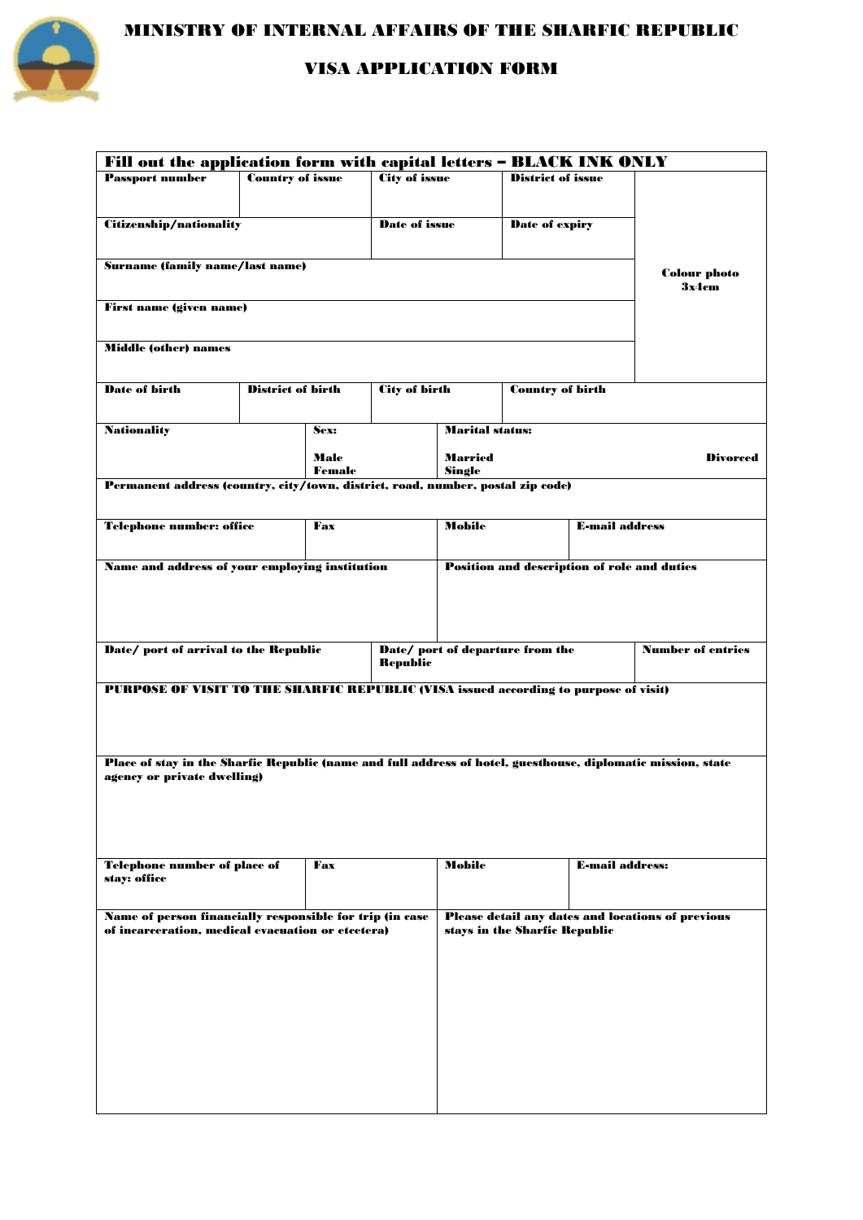# MINISTRY OF INTERNAL AFFAIRS OF THE SHARFIC REPUBLIC

## VISA APPLICATION FORM

**Fill out the application form with capital letters – BLACK INK ONLY**

| **Passport number** | **Country of issue** | **City of issue** | **District of issue** | **Colour photo 3x4cm** |
|---|---|---|---|---|
| **Citizenship/nationality** | | **Date of issue** | **Date of expiry** | |
| **Surname (family name/last name)** | | | | |
| **First name (given name)** | | | | |
| **Middle (other) names** | | | | |
| **Date of birth** | **District of birth** | **City of birth** | **Country of birth** | |

| **Nationality** | **Sex:**<br>**Male**<br>**Female** | **Marital status:**<br>**Married**<br>**Single** | **Divorced** |
|---|---|---|---|
| **Permanent address (country, city/town, district, road, number, postal zip code)** | | | |
| **Telephone number: office** | **Fax** | **Mobile** | **E-mail address** |

| **Name and address of your employing institution** | **Position and description of role and duties** |
|---|---|

| **Date/ port of arrival to the Republic** | **Date/ port of departure from the Republic** | **Number of entries** |
|---|---|---|

**PURPOSE OF VISIT TO THE SHARFIC REPUBLIC (VISA issued according to purpose of visit)**

**Place of stay in the Sharfic Republic (name and full address of hotel, guesthouse, diplomatic mission, state agency or private dwelling)**

| **Telephone number of place of stay: office** | **Fax** | **Mobile** | **E-mail address:** |
|---|---|---|---|

| **Name of person financially responsible for trip (in case of incarceration, medical evacuation or etcetera)** | **Please detail any dates and locations of previous stays in the Sharfic Republic** |
|---|---|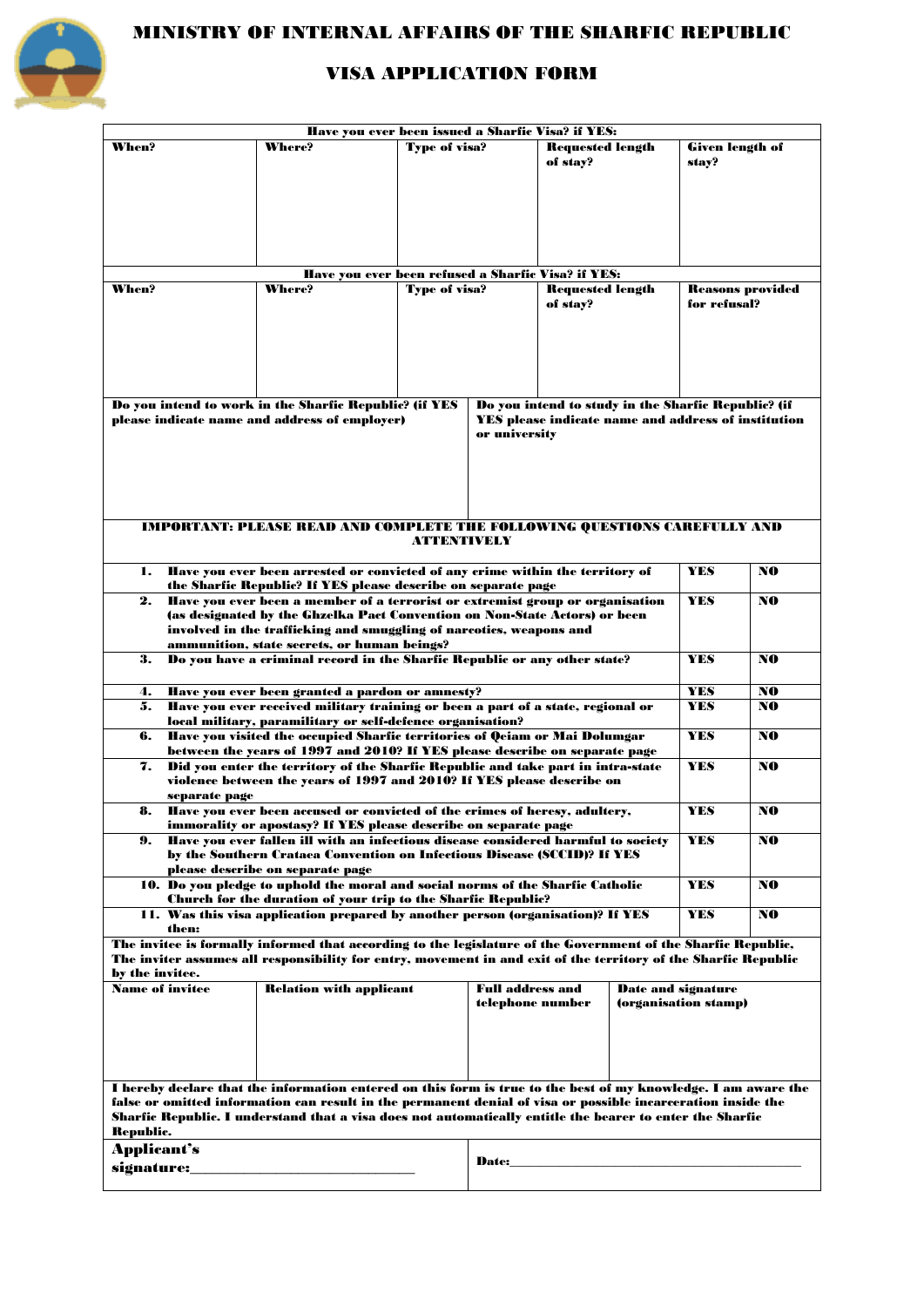# MINISTRY OF INTERNAL AFFAIRS OF THE SHARFIC REPUBLIC

## VISA APPLICATION FORM

| Have you ever been issued a Sharfic Visa? if YES: | | | | |
|---|---|---|---|---|
| **When?** | **Where?** | **Type of visa?** | **Requested length of stay?** | **Given length of stay?** |
| | | | | |

| Have you ever been refused a Sharfic Visa? if YES: | | | | |
|---|---|---|---|---|
| **When?** | **Where?** | **Type of visa?** | **Requested length of stay?** | **Reasons provided for refusal?** |
| | | | | |

| Do you intend to work in the Sharfic Republic? (if YES please indicate name and address of employer) | Do you intend to study in the Sharfic Republic? (if YES please indicate name and address of institution or university |
|---|---|
| | |

**IMPORTANT: PLEASE READ AND COMPLETE THE FOLLOWING QUESTIONS CAREFULLY AND ATTENTIVELY**

| Question | | |
|---|---|---|
| 1. Have you ever been arrested or convicted of any crime within the territory of the Sharfic Republic? If YES please describe on separate page | YES | NO |
| 2. Have you ever been a member of a terrorist or extremist group or organisation (as designated by the Ghzelka Pact Convention on Non-State Actors) or been involved in the trafficking and smuggling of narcotics, weapons and ammunition, state secrets, or human beings? | YES | NO |
| 3. Do you have a criminal record in the Sharfic Republic or any other state? | YES | NO |
| 4. Have you ever been granted a pardon or amnesty? | YES | NO |
| 5. Have you ever received military training or been a part of a state, regional or local military, paramilitary or self-defence organisation? | YES | NO |
| 6. Have you visited the occupied Sharfic territories of Qeiam or Mai Dolumgar between the years of 1997 and 2010? If YES please describe on separate page | YES | NO |
| 7. Did you enter the territory of the Sharfic Republic and take part in intra-state violence between the years of 1997 and 2010? If YES please describe on separate page | YES | NO |
| 8. Have you ever been accused or convicted of the crimes of heresy, adultery, immorality or apostasy? If YES please describe on separate page | YES | NO |
| 9. Have you ever fallen ill with an infectious disease considered harmful to society by the Southern Crataea Convention on Infectious Disease (SCCID)? If YES please describe on separate page | YES | NO |
| 10. Do you pledge to uphold the moral and social norms of the Sharfic Catholic Church for the duration of your trip to the Sharfic Republic? | YES | NO |
| 11. Was this visa application prepared by another person (organisation)? If YES then: | YES | NO |

**The invitee is formally informed that according to the legislature of the Government of the Sharfic Republic, The inviter assumes all responsibility for entry, movement in and exit of the territory of the Sharfic Republic by the invitee.**

| Name of invitee | Relation with applicant | Full address and telephone number | Date and signature (organisation stamp) |
|---|---|---|---|
| | | | |

**I hereby declare that the information entered on this form is true to the best of my knowledge. I am aware the false or omitted information can result in the permanent denial of visa or possible incarceration inside the Sharfic Republic. I understand that a visa does not automatically entitle the bearer to enter the Sharfic Republic.**

| Applicant's signature:______________________________ | Date:______________________________________________ |
|---|---|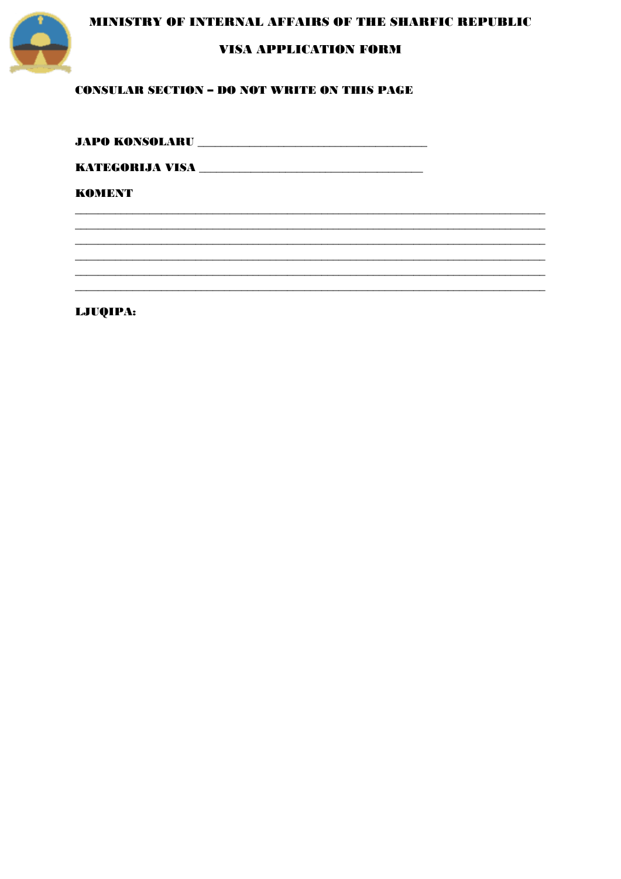# MINISTRY OF INTERNAL AFFAIRS OF THE SHARFIC REPUBLIC

## VISA APPLICATION FORM

**CONSULAR SECTION – DO NOT WRITE ON THIS PAGE**

**JAPO KONSOLARU** ________________________________________

**KATEGORIJA VISA** ________________________________________

**KOMENT**

________________________________________________________________________________
________________________________________________________________________________
________________________________________________________________________________
________________________________________________________________________________
________________________________________________________________________________
________________________________________________________________________________

**LJUQIPA:**